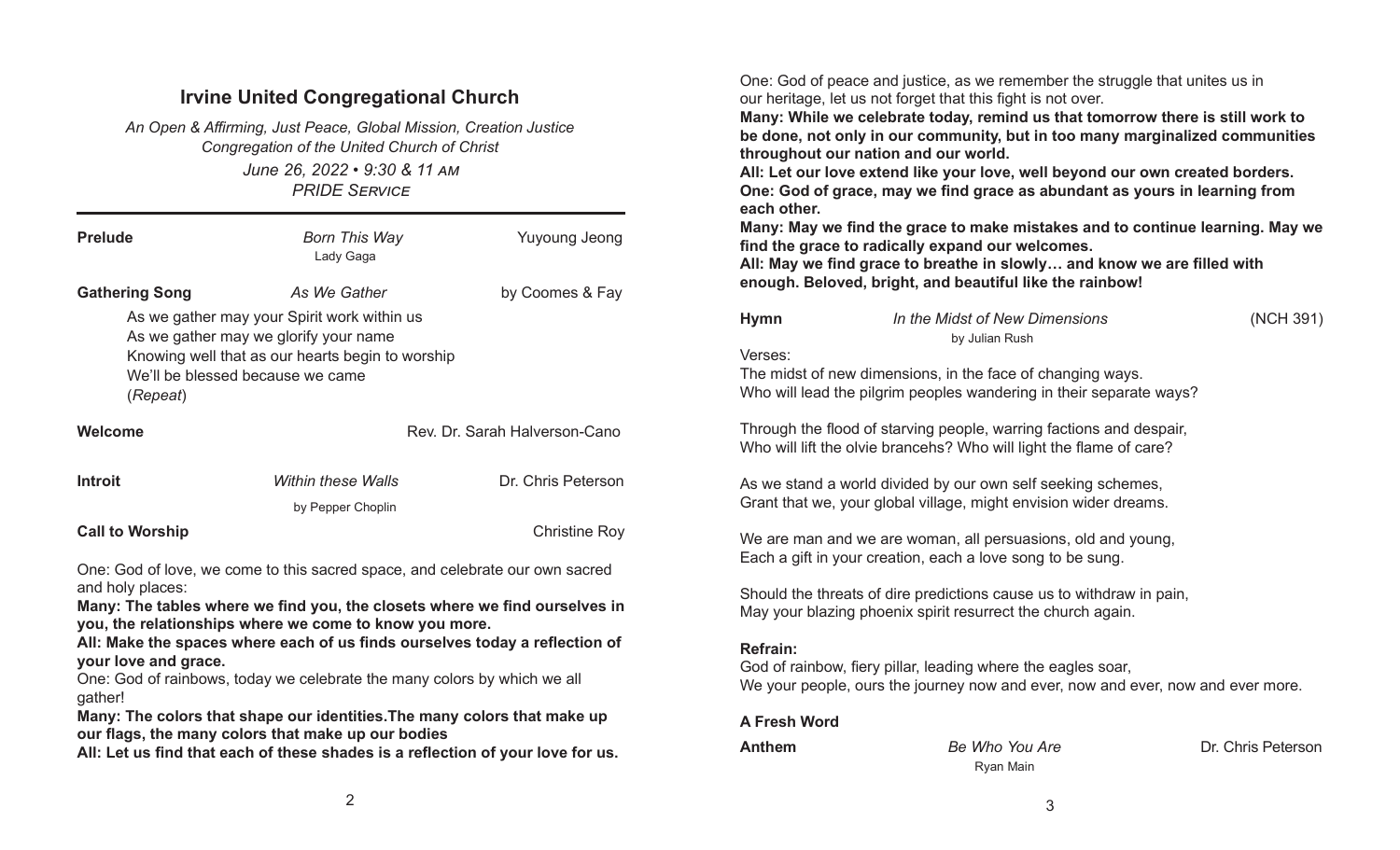# Irvine United Congregational Church

*An Open & Affirming, Just Peace, Global Mission, Creation Justice Congregation of the United Church of Christ*

*June 26, 2022 • 9:30 & 11 AM*

*PRIDE SERVICE*

**Prelude** — *Born This Way* — Lady Gaga — Yuyoung Jeong

**Gathering Song** — *As We Gather* — by Coomes & Fay

As we gather may your Spirit work within us
As we gather may we glorify your name
Knowing well that as our hearts begin to worship
We'll be blessed because we came
(*Repeat*)

**Welcome** — Rev. Dr. Sarah Halverson-Cano

**Introit** — *Within these Walls* — by Pepper Choplin — Dr. Chris Peterson

**Call to Worship** — Christine Roy

One: God of love, we come to this sacred space, and celebrate our own sacred and holy places:
**Many: The tables where we find you, the closets where we find ourselves in you, the relationships where we come to know you more.**
**All: Make the spaces where each of us finds ourselves today a reflection of your love and grace.**
One: God of rainbows, today we celebrate the many colors by which we all gather!
**Many: The colors that shape our identities.The many colors that make up our flags, the many colors that make up our bodies**
**All: Let us find that each of these shades is a reflection of your love for us.**

One: God of peace and justice, as we remember the struggle that unites us in our heritage, let us not forget that this fight is not over.
**Many: While we celebrate today, remind us that tomorrow there is still work to be done, not only in our community, but in too many marginalized communities throughout our nation and our world.**
**All: Let our love extend like your love, well beyond our own created borders.**
**One: God of grace, may we find grace as abundant as yours in learning from each other.**
**Many: May we find the grace to make mistakes and to continue learning. May we find the grace to radically expand our welcomes.**
**All: May we find grace to breathe in slowly… and know we are filled with enough. Beloved, bright, and beautiful like the rainbow!**

**Hymn** — *In the Midst of New Dimensions* — by Julian Rush — (NCH 391)

Verses:
The midst of new dimensions, in the face of changing ways.
Who will lead the pilgrim peoples wandering in their separate ways?

Through the flood of starving people, warring factions and despair,
Who will lift the olvie brancehs? Who will light the flame of care?

As we stand a world divided by our own self seeking schemes,
Grant that we, your global village, might envision wider dreams.

We are man and we are woman, all persuasions, old and young,
Each a gift in your creation, each a love song to be sung.

Should the threats of dire predictions cause us to withdraw in pain,
May your blazing phoenix spirit resurrect the church again.

**Refrain:**
God of rainbow, fiery pillar, leading where the eagles soar,
We your people, ours the journey now and ever, now and ever, now and ever more.

**A Fresh Word**

**Anthem** — *Be Who You Are* — Ryan Main — Dr. Chris Peterson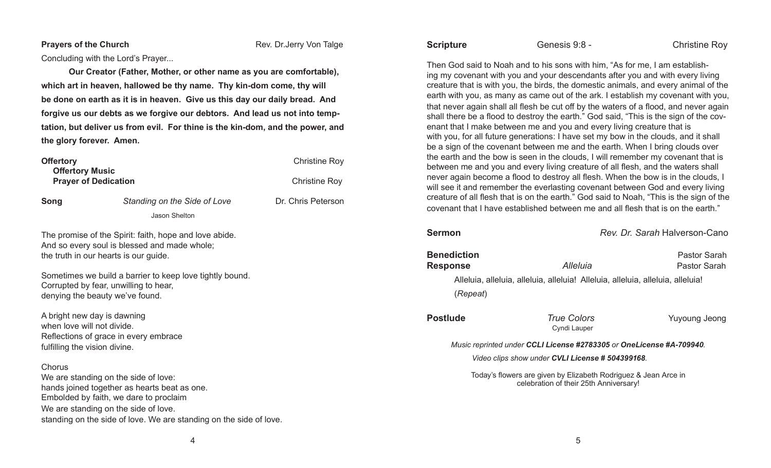**Prayers of the Church** Rev. Dr.Jerry Von Talge

Concluding with the Lord's Prayer...

**Our Creator (Father, Mother, or other name as you are comfortable), which art in heaven, hallowed be thy name. Thy kin-dom come, thy will be done on earth as it is in heaven. Give us this day our daily bread. And forgive us our debts as we forgive our debtors. And lead us not into temptation, but deliver us from evil. For thine is the kin-dom, and the power, and the glory forever. Amen.**

**Offertory** Christine Roy

**Offertory Music**

**Prayer of Dedication** Christine Roy

**Song** *Standing on the Side of Love* Dr. Chris Peterson

Jason Shelton

The promise of the Spirit: faith, hope and love abide.
And so every soul is blessed and made whole;
the truth in our hearts is our guide.

Sometimes we build a barrier to keep love tightly bound.
Corrupted by fear, unwilling to hear,
denying the beauty we've found.

A bright new day is dawning
when love will not divide.
Reflections of grace in every embrace
fulfilling the vision divine.

Chorus
We are standing on the side of love:
hands joined together as hearts beat as one.
Embolded by faith, we dare to proclaim
We are standing on the side of love.
standing on the side of love. We are standing on the side of love.

**Scripture** Genesis 9:8 - Christine Roy

Then God said to Noah and to his sons with him, "As for me, I am establishing my covenant with you and your descendants after you and with every living creature that is with you, the birds, the domestic animals, and every animal of the earth with you, as many as came out of the ark. I establish my covenant with you, that never again shall all flesh be cut off by the waters of a flood, and never again shall there be a flood to destroy the earth." God said, "This is the sign of the covenant that I make between me and you and every living creature that is with you, for all future generations: I have set my bow in the clouds, and it shall be a sign of the covenant between me and the earth. When I bring clouds over the earth and the bow is seen in the clouds, I will remember my covenant that is between me and you and every living creature of all flesh, and the waters shall never again become a flood to destroy all flesh. When the bow is in the clouds, I will see it and remember the everlasting covenant between God and every living creature of all flesh that is on the earth." God said to Noah, "This is the sign of the covenant that I have established between me and all flesh that is on the earth."

**Sermon** *Rev. Dr. Sarah* Halverson-Cano

**Benediction** Pastor Sarah

**Response** *Alleluia* Pastor Sarah

Alleluia, alleluia, alleluia, alleluia! Alleluia, alleluia, alleluia, alleluia!
(*Repeat*)

**Postlude** *True Colors* Yuyoung Jeong

Cyndi Lauper

*Music reprinted under **CCLI License #2783305** or **OneLicense #A-709940**.*

*Video clips show under **CVLI License # 504399168**.*

Today's flowers are given by Elizabeth Rodriguez & Jean Arce in celebration of their 25th Anniversary!